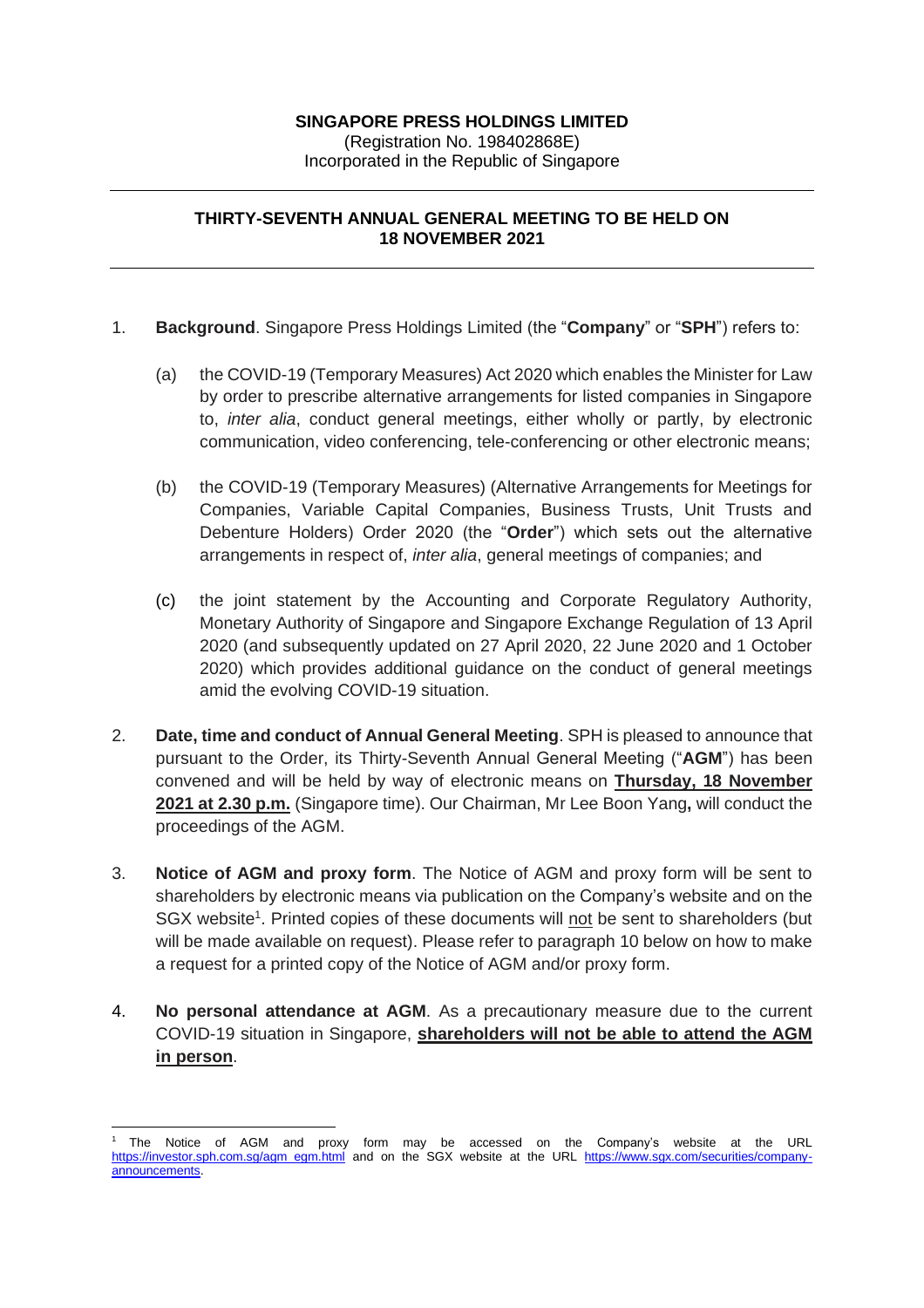**SINGAPORE PRESS HOLDINGS LIMITED**
(Registration No. 198402868E)
Incorporated in the Republic of Singapore

---

**THIRTY-SEVENTH ANNUAL GENERAL MEETING TO BE HELD ON 18 NOVEMBER 2021**

---

1. **Background**. Singapore Press Holdings Limited (the "**Company**" or "**SPH**") refers to:

   (a) the COVID-19 (Temporary Measures) Act 2020 which enables the Minister for Law by order to prescribe alternative arrangements for listed companies in Singapore to, *inter alia*, conduct general meetings, either wholly or partly, by electronic communication, video conferencing, tele-conferencing or other electronic means;

   (b) the COVID-19 (Temporary Measures) (Alternative Arrangements for Meetings for Companies, Variable Capital Companies, Business Trusts, Unit Trusts and Debenture Holders) Order 2020 (the "**Order**") which sets out the alternative arrangements in respect of, *inter alia*, general meetings of companies; and

   (c) the joint statement by the Accounting and Corporate Regulatory Authority, Monetary Authority of Singapore and Singapore Exchange Regulation of 13 April 2020 (and subsequently updated on 27 April 2020, 22 June 2020 and 1 October 2020) which provides additional guidance on the conduct of general meetings amid the evolving COVID-19 situation.

2. **Date, time and conduct of Annual General Meeting**. SPH is pleased to announce that pursuant to the Order, its Thirty-Seventh Annual General Meeting ("**AGM**") has been convened and will be held by way of electronic means on **Thursday, 18 November 2021 at 2.30 p.m.** (Singapore time). Our Chairman, Mr Lee Boon Yang**,** will conduct the proceedings of the AGM.

3. **Notice of AGM and proxy form**. The Notice of AGM and proxy form will be sent to shareholders by electronic means via publication on the Company's website and on the SGX website[1]. Printed copies of these documents will not be sent to shareholders (but will be made available on request). Please refer to paragraph 10 below on how to make a request for a printed copy of the Notice of AGM and/or proxy form.

4. **No personal attendance at AGM**. As a precautionary measure due to the current COVID-19 situation in Singapore, **shareholders will not be able to attend the AGM in person**.

---

[1] The Notice of AGM and proxy form may be accessed on the Company's website at the URL https://investor.sph.com.sg/agm_egm.html and on the SGX website at the URL https://www.sgx.com/securities/company-announcements.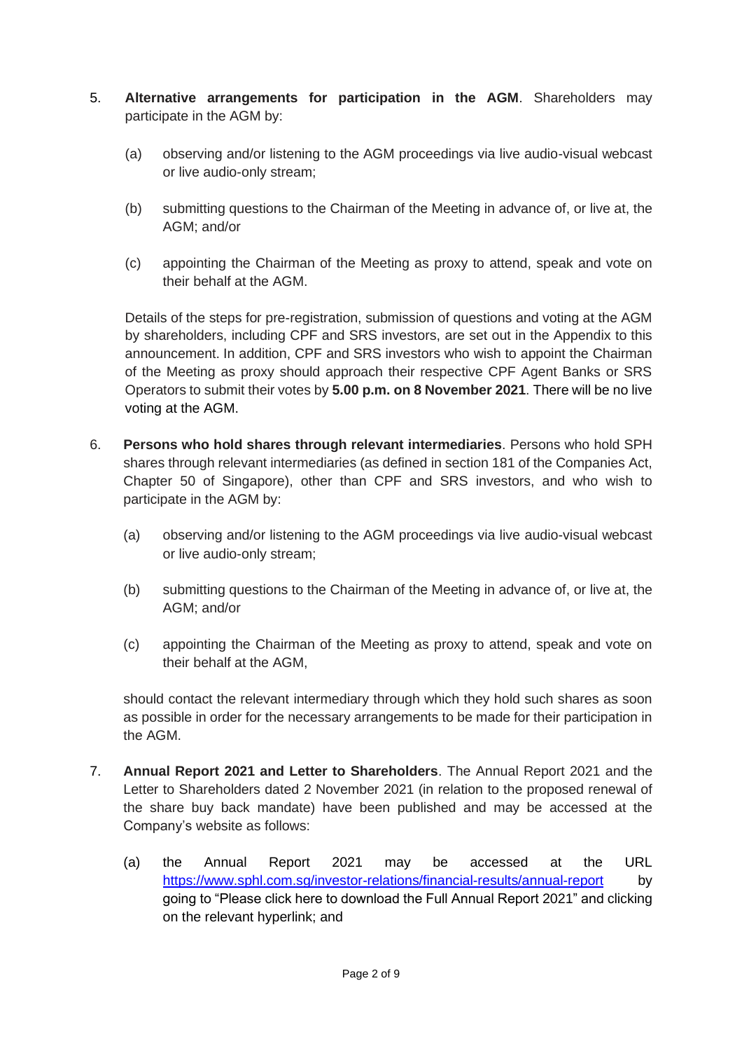5. **Alternative arrangements for participation in the AGM**. Shareholders may participate in the AGM by:

   (a) observing and/or listening to the AGM proceedings via live audio-visual webcast or live audio-only stream;

   (b) submitting questions to the Chairman of the Meeting in advance of, or live at, the AGM; and/or

   (c) appointing the Chairman of the Meeting as proxy to attend, speak and vote on their behalf at the AGM.

   Details of the steps for pre-registration, submission of questions and voting at the AGM by shareholders, including CPF and SRS investors, are set out in the Appendix to this announcement. In addition, CPF and SRS investors who wish to appoint the Chairman of the Meeting as proxy should approach their respective CPF Agent Banks or SRS Operators to submit their votes by **5.00 p.m. on 8 November 2021**. There will be no live voting at the AGM.

6. **Persons who hold shares through relevant intermediaries**. Persons who hold SPH shares through relevant intermediaries (as defined in section 181 of the Companies Act, Chapter 50 of Singapore), other than CPF and SRS investors, and who wish to participate in the AGM by:

   (a) observing and/or listening to the AGM proceedings via live audio-visual webcast or live audio-only stream;

   (b) submitting questions to the Chairman of the Meeting in advance of, or live at, the AGM; and/or

   (c) appointing the Chairman of the Meeting as proxy to attend, speak and vote on their behalf at the AGM,

   should contact the relevant intermediary through which they hold such shares as soon as possible in order for the necessary arrangements to be made for their participation in the AGM.

7. **Annual Report 2021 and Letter to Shareholders**. The Annual Report 2021 and the Letter to Shareholders dated 2 November 2021 (in relation to the proposed renewal of the share buy back mandate) have been published and may be accessed at the Company's website as follows:

   (a) the Annual Report 2021 may be accessed at the URL https://www.sphl.com.sg/investor-relations/financial-results/annual-report by going to "Please click here to download the Full Annual Report 2021" and clicking on the relevant hyperlink; and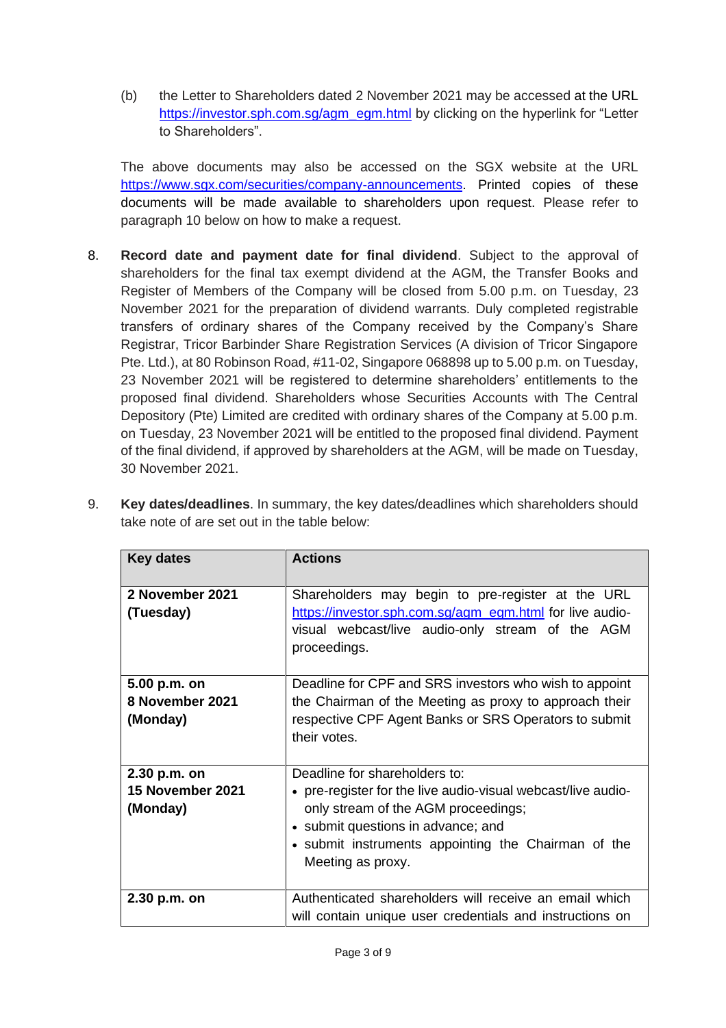(b) the Letter to Shareholders dated 2 November 2021 may be accessed at the URL https://investor.sph.com.sg/agm_egm.html by clicking on the hyperlink for "Letter to Shareholders".

The above documents may also be accessed on the SGX website at the URL https://www.sgx.com/securities/company-announcements. Printed copies of these documents will be made available to shareholders upon request. Please refer to paragraph 10 below on how to make a request.

8. **Record date and payment date for final dividend**. Subject to the approval of shareholders for the final tax exempt dividend at the AGM, the Transfer Books and Register of Members of the Company will be closed from 5.00 p.m. on Tuesday, 23 November 2021 for the preparation of dividend warrants. Duly completed registrable transfers of ordinary shares of the Company received by the Company's Share Registrar, Tricor Barbinder Share Registration Services (A division of Tricor Singapore Pte. Ltd.), at 80 Robinson Road, #11-02, Singapore 068898 up to 5.00 p.m. on Tuesday, 23 November 2021 will be registered to determine shareholders' entitlements to the proposed final dividend. Shareholders whose Securities Accounts with The Central Depository (Pte) Limited are credited with ordinary shares of the Company at 5.00 p.m. on Tuesday, 23 November 2021 will be entitled to the proposed final dividend. Payment of the final dividend, if approved by shareholders at the AGM, will be made on Tuesday, 30 November 2021.

9. **Key dates/deadlines**. In summary, the key dates/deadlines which shareholders should take note of are set out in the table below:

| Key dates | Actions |
| --- | --- |
| **2 November 2021 (Tuesday)** | Shareholders may begin to pre-register at the URL https://investor.sph.com.sg/agm_egm.html for live audio-visual webcast/live audio-only stream of the AGM proceedings. |
| **5.00 p.m. on 8 November 2021 (Monday)** | Deadline for CPF and SRS investors who wish to appoint the Chairman of the Meeting as proxy to approach their respective CPF Agent Banks or SRS Operators to submit their votes. |
| **2.30 p.m. on 15 November 2021 (Monday)** | Deadline for shareholders to:<br>• pre-register for the live audio-visual webcast/live audio-only stream of the AGM proceedings;<br>• submit questions in advance; and<br>• submit instruments appointing the Chairman of the Meeting as proxy. |
| **2.30 p.m. on** | Authenticated shareholders will receive an email which will contain unique user credentials and instructions on |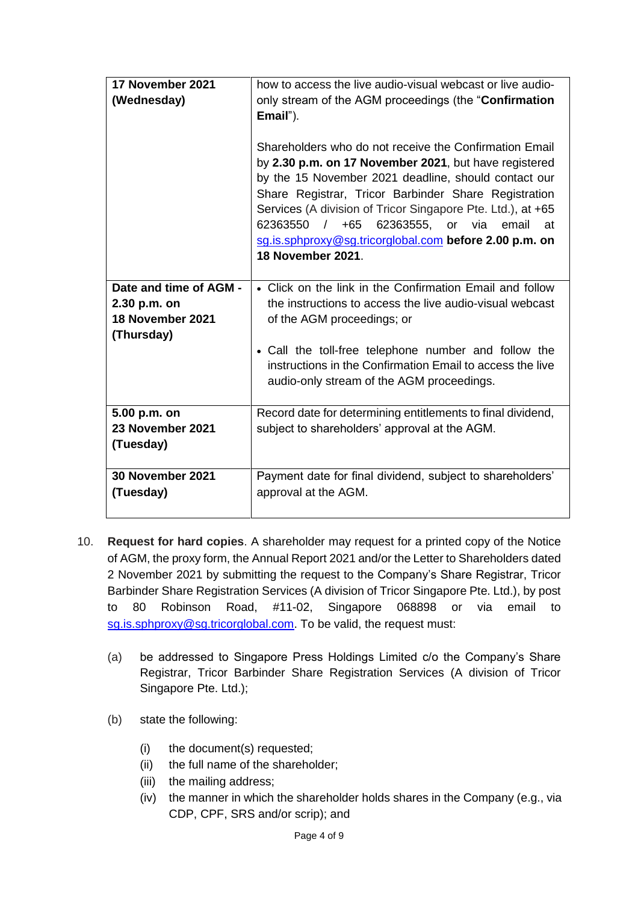| | |
|---|---|
| **17 November 2021 (Wednesday)** | how to access the live audio-visual webcast or live audio-only stream of the AGM proceedings (the "**Confirmation Email**").<br><br>Shareholders who do not receive the Confirmation Email by **2.30 p.m. on 17 November 2021**, but have registered by the 15 November 2021 deadline, should contact our Share Registrar, Tricor Barbinder Share Registration Services (A division of Tricor Singapore Pte. Ltd.), at +65 62363550 / +65 62363555, or via email at sg.is.sphproxy@sg.tricorglobal.com **before 2.00 p.m. on 18 November 2021**. |
| **Date and time of AGM - 2.30 p.m. on 18 November 2021 (Thursday)** | • Click on the link in the Confirmation Email and follow the instructions to access the live audio-visual webcast of the AGM proceedings; or<br><br>• Call the toll-free telephone number and follow the instructions in the Confirmation Email to access the live audio-only stream of the AGM proceedings. |
| **5.00 p.m. on 23 November 2021 (Tuesday)** | Record date for determining entitlements to final dividend, subject to shareholders' approval at the AGM. |
| **30 November 2021 (Tuesday)** | Payment date for final dividend, subject to shareholders' approval at the AGM. |

10. **Request for hard copies**. A shareholder may request for a printed copy of the Notice of AGM, the proxy form, the Annual Report 2021 and/or the Letter to Shareholders dated 2 November 2021 by submitting the request to the Company's Share Registrar, Tricor Barbinder Share Registration Services (A division of Tricor Singapore Pte. Ltd.), by post to 80 Robinson Road, #11-02, Singapore 068898 or via email to sg.is.sphproxy@sg.tricorglobal.com. To be valid, the request must:

    (a) be addressed to Singapore Press Holdings Limited c/o the Company's Share Registrar, Tricor Barbinder Share Registration Services (A division of Tricor Singapore Pte. Ltd.);

    (b) state the following:

    (i) the document(s) requested;
    (ii) the full name of the shareholder;
    (iii) the mailing address;
    (iv) the manner in which the shareholder holds shares in the Company (e.g., via CDP, CPF, SRS and/or scrip); and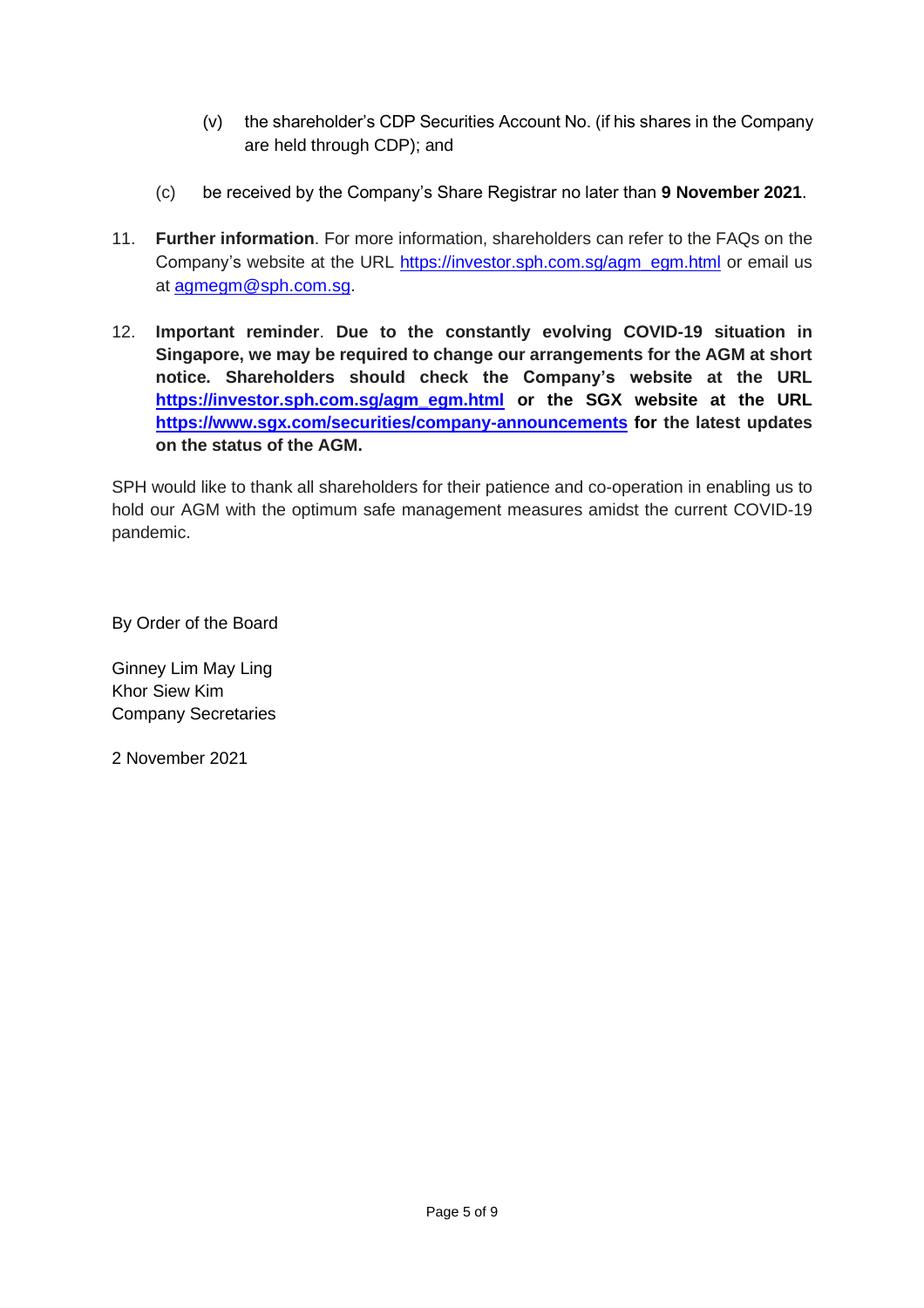(v) the shareholder's CDP Securities Account No. (if his shares in the Company are held through CDP); and

(c) be received by the Company's Share Registrar no later than **9 November 2021**.

11. **Further information**. For more information, shareholders can refer to the FAQs on the Company's website at the URL [https://investor.sph.com.sg/agm_egm.html](https://investor.sph.com.sg/agm_egm.html) or email us at [agmegm@sph.com.sg](mailto:agmegm@sph.com.sg).

12. **Important reminder**. **Due to the constantly evolving COVID-19 situation in Singapore, we may be required to change our arrangements for the AGM at short notice. Shareholders should check the Company's website at the URL [https://investor.sph.com.sg/agm_egm.html](https://investor.sph.com.sg/agm_egm.html) or the SGX website at the URL [https://www.sgx.com/securities/company-announcements](https://www.sgx.com/securities/company-announcements) for the latest updates on the status of the AGM.**

SPH would like to thank all shareholders for their patience and co-operation in enabling us to hold our AGM with the optimum safe management measures amidst the current COVID-19 pandemic.

By Order of the Board

Ginney Lim May Ling
Khor Siew Kim
Company Secretaries

2 November 2021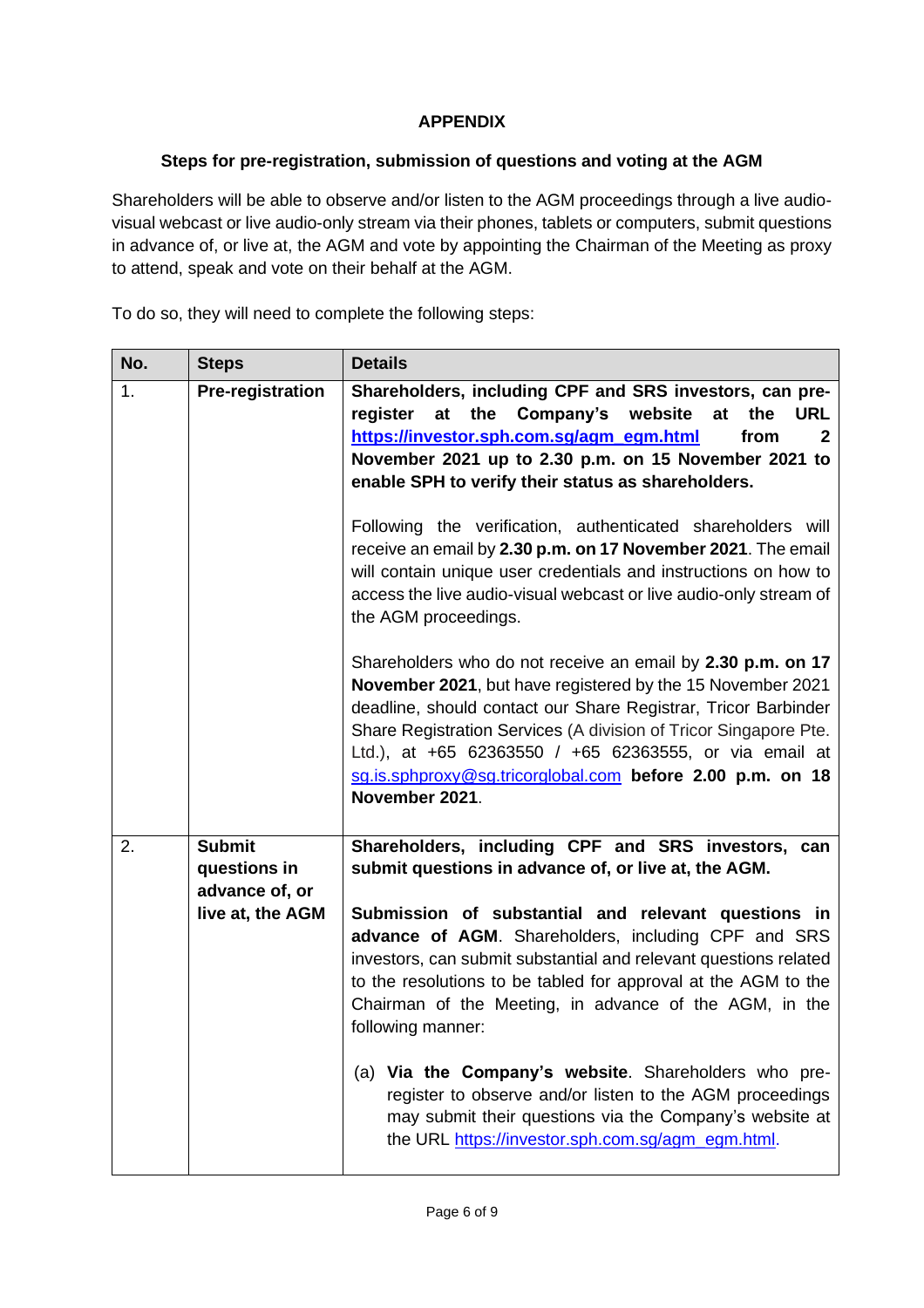**APPENDIX**

**Steps for pre-registration, submission of questions and voting at the AGM**

Shareholders will be able to observe and/or listen to the AGM proceedings through a live audio-visual webcast or live audio-only stream via their phones, tablets or computers, submit questions in advance of, or live at, the AGM and vote by appointing the Chairman of the Meeting as proxy to attend, speak and vote on their behalf at the AGM.

To do so, they will need to complete the following steps:

| No. | Steps | Details |
|---|---|---|
| 1. | **Pre-registration** | **Shareholders, including CPF and SRS investors, can pre-register at the Company's website at the URL https://investor.sph.com.sg/agm_egm.html from 2 November 2021 up to 2.30 p.m. on 15 November 2021 to enable SPH to verify their status as shareholders.**<br><br>Following the verification, authenticated shareholders will receive an email by **2.30 p.m. on 17 November 2021**. The email will contain unique user credentials and instructions on how to access the live audio-visual webcast or live audio-only stream of the AGM proceedings.<br><br>Shareholders who do not receive an email by **2.30 p.m. on 17 November 2021**, but have registered by the 15 November 2021 deadline, should contact our Share Registrar, Tricor Barbinder Share Registration Services (A division of Tricor Singapore Pte. Ltd.), at +65 62363550 / +65 62363555, or via email at sg.is.sphproxy@sg.tricorglobal.com **before 2.00 p.m. on 18 November 2021**. |
| 2. | **Submit questions in advance of, or live at, the AGM** | **Shareholders, including CPF and SRS investors, can submit questions in advance of, or live at, the AGM.**<br><br>**Submission of substantial and relevant questions in advance of AGM**. Shareholders, including CPF and SRS investors, can submit substantial and relevant questions related to the resolutions to be tabled for approval at the AGM to the Chairman of the Meeting, in advance of the AGM, in the following manner:<br><br>(a) **Via the Company's website**. Shareholders who pre-register to observe and/or listen to the AGM proceedings may submit their questions via the Company's website at the URL https://investor.sph.com.sg/agm_egm.html. |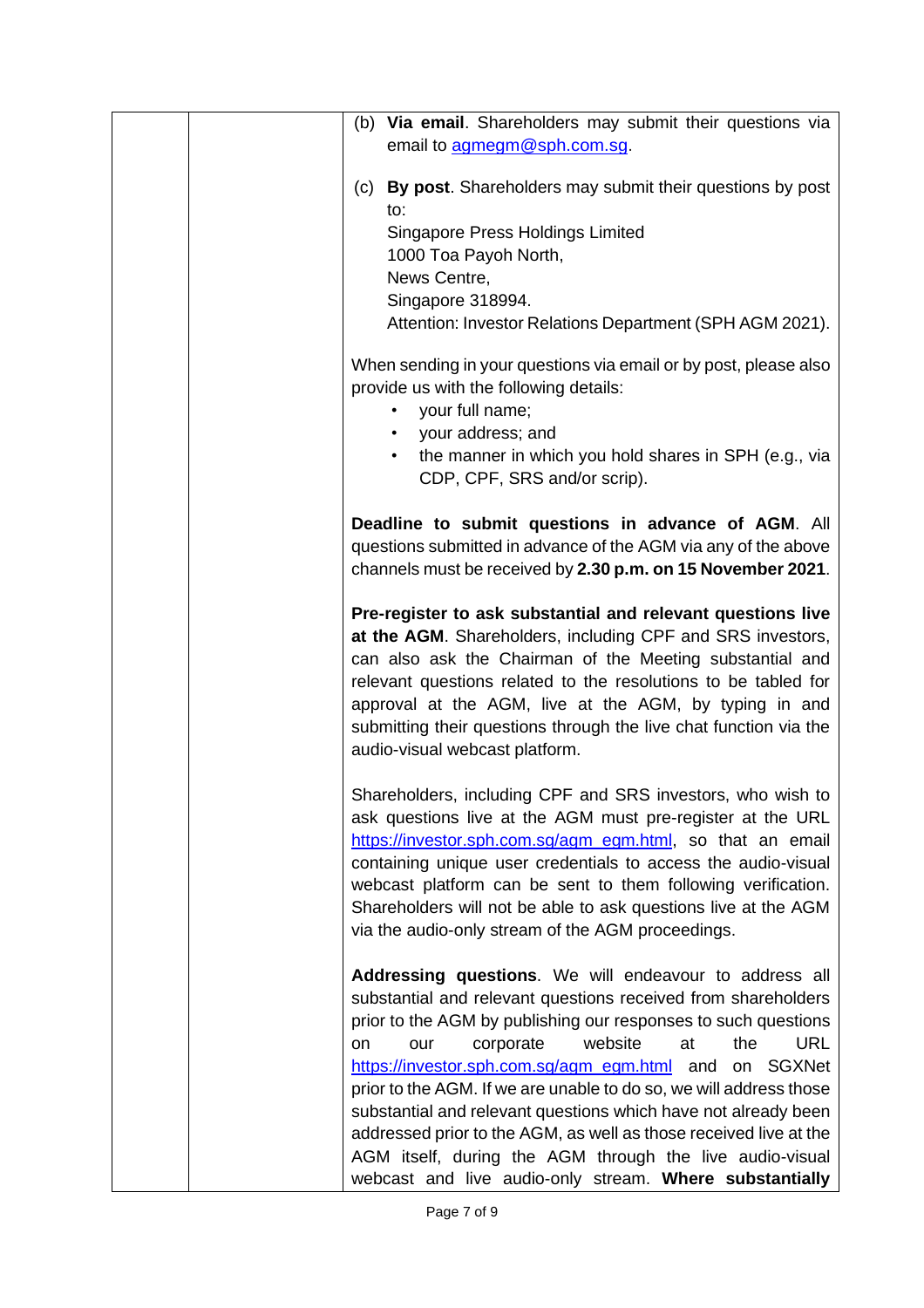(b) **Via email**. Shareholders may submit their questions via email to agmegm@sph.com.sg.

(c) **By post**. Shareholders may submit their questions by post to:
Singapore Press Holdings Limited
1000 Toa Payoh North,
News Centre,
Singapore 318994.
Attention: Investor Relations Department (SPH AGM 2021).

When sending in your questions via email or by post, please also provide us with the following details:

- your full name;
- your address; and
- the manner in which you hold shares in SPH (e.g., via CDP, CPF, SRS and/or scrip).

**Deadline to submit questions in advance of AGM**. All questions submitted in advance of the AGM via any of the above channels must be received by **2.30 p.m. on 15 November 2021**.

**Pre-register to ask substantial and relevant questions live at the AGM**. Shareholders, including CPF and SRS investors, can also ask the Chairman of the Meeting substantial and relevant questions related to the resolutions to be tabled for approval at the AGM, live at the AGM, by typing in and submitting their questions through the live chat function via the audio-visual webcast platform.

Shareholders, including CPF and SRS investors, who wish to ask questions live at the AGM must pre-register at the URL https://investor.sph.com.sg/agm_egm.html, so that an email containing unique user credentials to access the audio-visual webcast platform can be sent to them following verification. Shareholders will not be able to ask questions live at the AGM via the audio-only stream of the AGM proceedings.

**Addressing questions**. We will endeavour to address all substantial and relevant questions received from shareholders prior to the AGM by publishing our responses to such questions on our corporate website at the URL https://investor.sph.com.sg/agm_egm.html and on SGXNet prior to the AGM. If we are unable to do so, we will address those substantial and relevant questions which have not already been addressed prior to the AGM, as well as those received live at the AGM itself, during the AGM through the live audio-visual webcast and live audio-only stream. **Where substantially**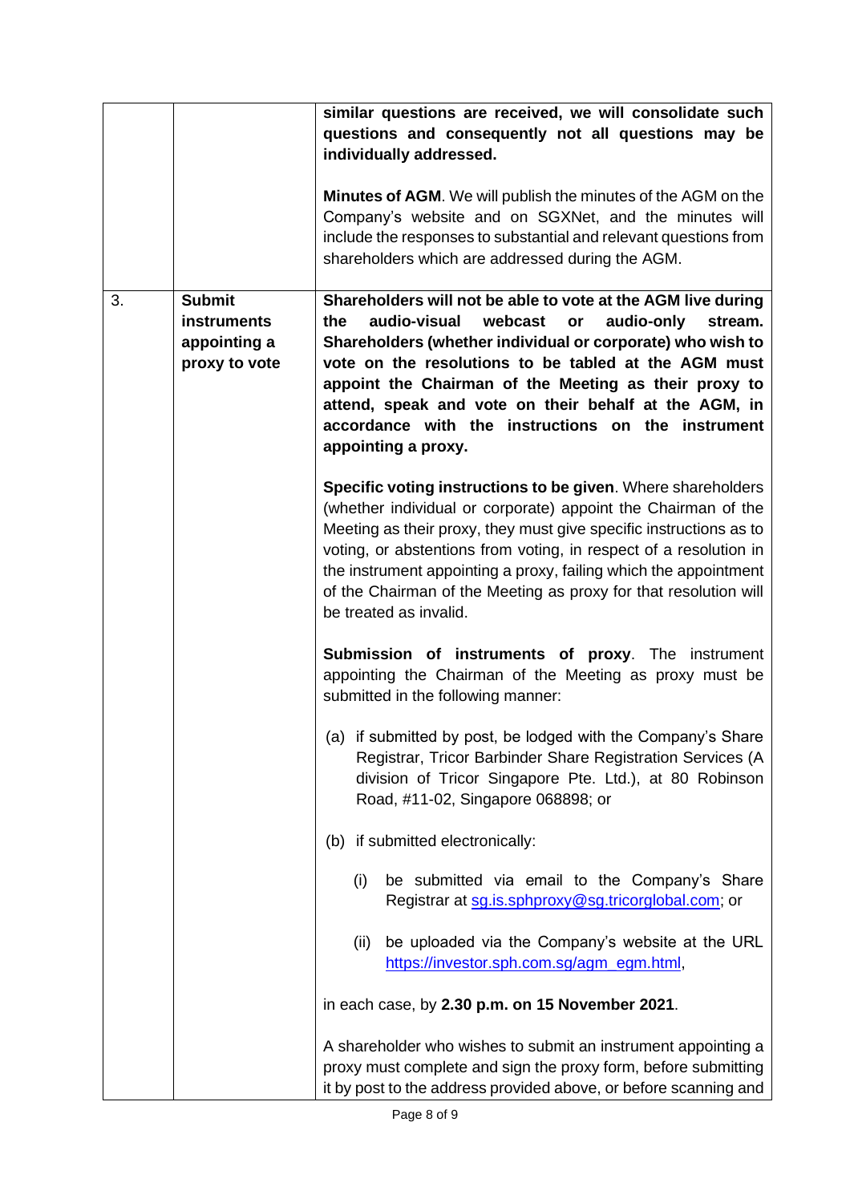| | | |
|---|---|---|
| | | **similar questions are received, we will consolidate such questions and consequently not all questions may be individually addressed.**<br><br>**Minutes of AGM**. We will publish the minutes of the AGM on the Company's website and on SGXNet, and the minutes will include the responses to substantial and relevant questions from shareholders which are addressed during the AGM. |
| 3. | **Submit instruments appointing a proxy to vote** | **Shareholders will not be able to vote at the AGM live during the audio-visual webcast or audio-only stream. Shareholders (whether individual or corporate) who wish to vote on the resolutions to be tabled at the AGM must appoint the Chairman of the Meeting as their proxy to attend, speak and vote on their behalf at the AGM, in accordance with the instructions on the instrument appointing a proxy.**<br><br>**Specific voting instructions to be given**. Where shareholders (whether individual or corporate) appoint the Chairman of the Meeting as their proxy, they must give specific instructions as to voting, or abstentions from voting, in respect of a resolution in the instrument appointing a proxy, failing which the appointment of the Chairman of the Meeting as proxy for that resolution will be treated as invalid.<br><br>**Submission of instruments of proxy**. The instrument appointing the Chairman of the Meeting as proxy must be submitted in the following manner:<br><br>(a) if submitted by post, be lodged with the Company's Share Registrar, Tricor Barbinder Share Registration Services (A division of Tricor Singapore Pte. Ltd.), at 80 Robinson Road, #11-02, Singapore 068898; or<br><br>(b) if submitted electronically:<br><br>(i) be submitted via email to the Company's Share Registrar at sg.is.sphproxy@sg.tricorglobal.com; or<br><br>(ii) be uploaded via the Company's website at the URL https://investor.sph.com.sg/agm_egm.html,<br><br>in each case, by **2.30 p.m. on 15 November 2021**.<br><br>A shareholder who wishes to submit an instrument appointing a proxy must complete and sign the proxy form, before submitting it by post to the address provided above, or before scanning and |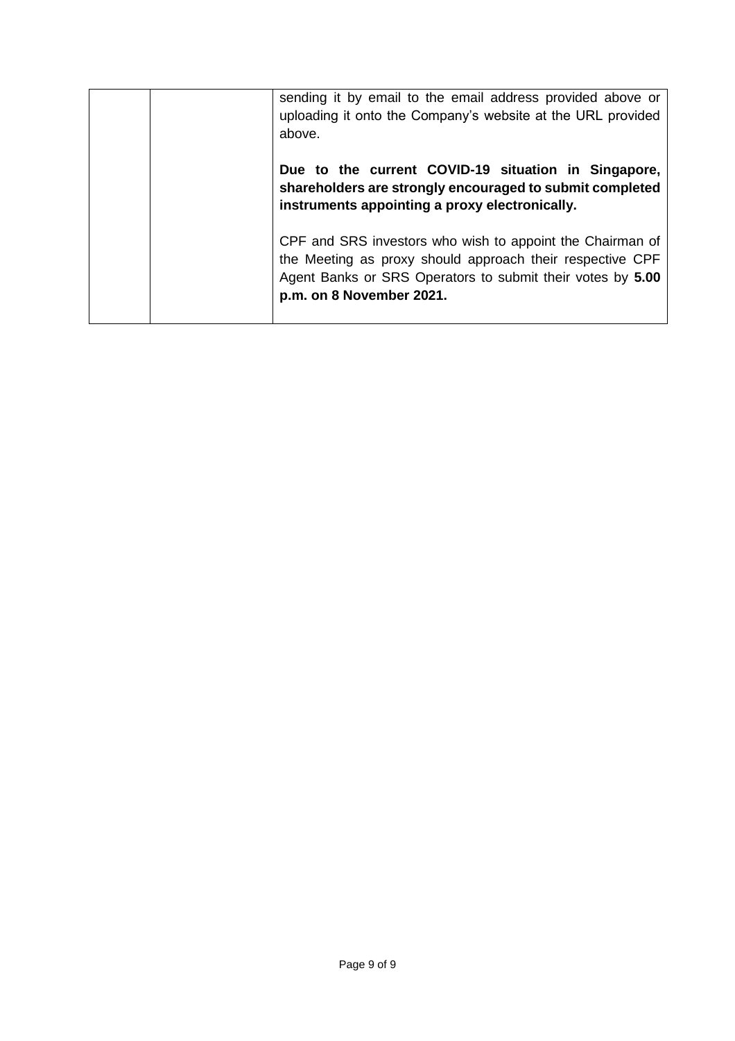| | | |
|---|---|---|
| | | sending it by email to the email address provided above or uploading it onto the Company's website at the URL provided above.<br><br>**Due to the current COVID-19 situation in Singapore, shareholders are strongly encouraged to submit completed instruments appointing a proxy electronically.**<br><br>CPF and SRS investors who wish to appoint the Chairman of the Meeting as proxy should approach their respective CPF Agent Banks or SRS Operators to submit their votes by **5.00 p.m. on 8 November 2021.** |